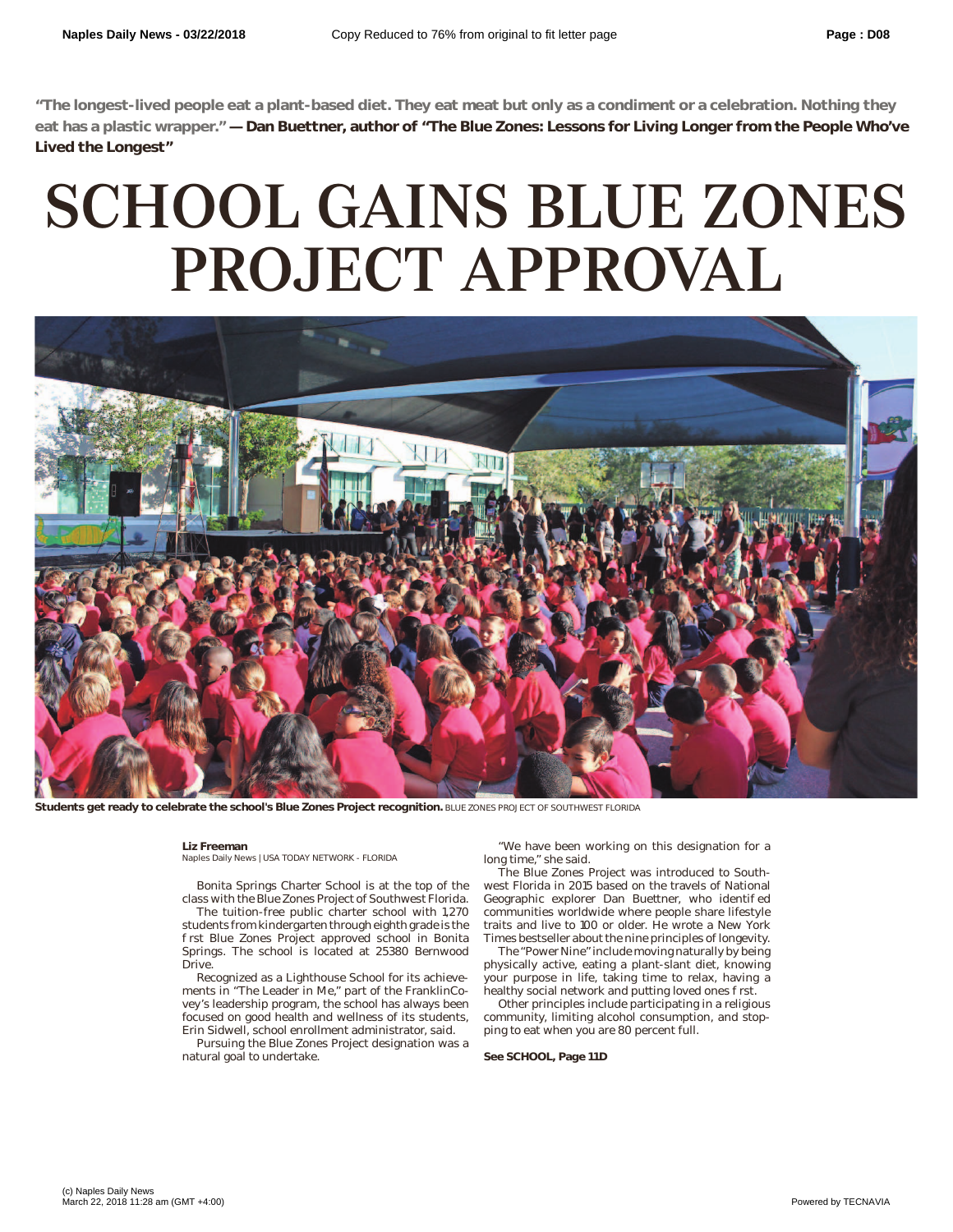**"The longest-lived people eat a plant-based diet. They eat meat but only as a condiment or a celebration. Nothing they eat has a plastic wrapper." — Dan Buettner, author of "The Blue Zones: Lessons for Living Longer from the People Who've Lived the Longest"**

# SCHOOL GAINS BLUE ZONES PROJECT APPROVAL

**Students get ready to celebrate the school's Blue Zones Project recognition.** BLUE ZONES PROJECT OF SOUTHWEST FLORIDA

**Liz Freeman**
Naples Daily News | USA TODAY NETWORK - FLORIDA

Bonita Springs Charter School is at the top of the class with the Blue Zones Project of Southwest Florida.

The tuition-free public charter school with 1,270 students from kindergarten through eighth grade is the first Blue Zones Project approved school in Bonita Springs. The school is located at 25380 Bernwood Drive.

Recognized as a Lighthouse School for its achievements in "The Leader in Me," part of the FranklinCovey's leadership program, the school has always been focused on good health and wellness of its students, Erin Sidwell, school enrollment administrator, said.

Pursuing the Blue Zones Project designation was a natural goal to undertake.

"We have been working on this designation for a long time," she said.

The Blue Zones Project was introduced to Southwest Florida in 2015 based on the travels of National Geographic explorer Dan Buettner, who identified communities worldwide where people share lifestyle traits and live to 100 or older. He wrote a New York Times bestseller about the nine principles of longevity.

The "Power Nine" include moving naturally by being physically active, eating a plant-slant diet, knowing your purpose in life, taking time to relax, having a healthy social network and putting loved ones first.

Other principles include participating in a religious community, limiting alcohol consumption, and stopping to eat when you are 80 percent full.

**See SCHOOL, Page 11D**